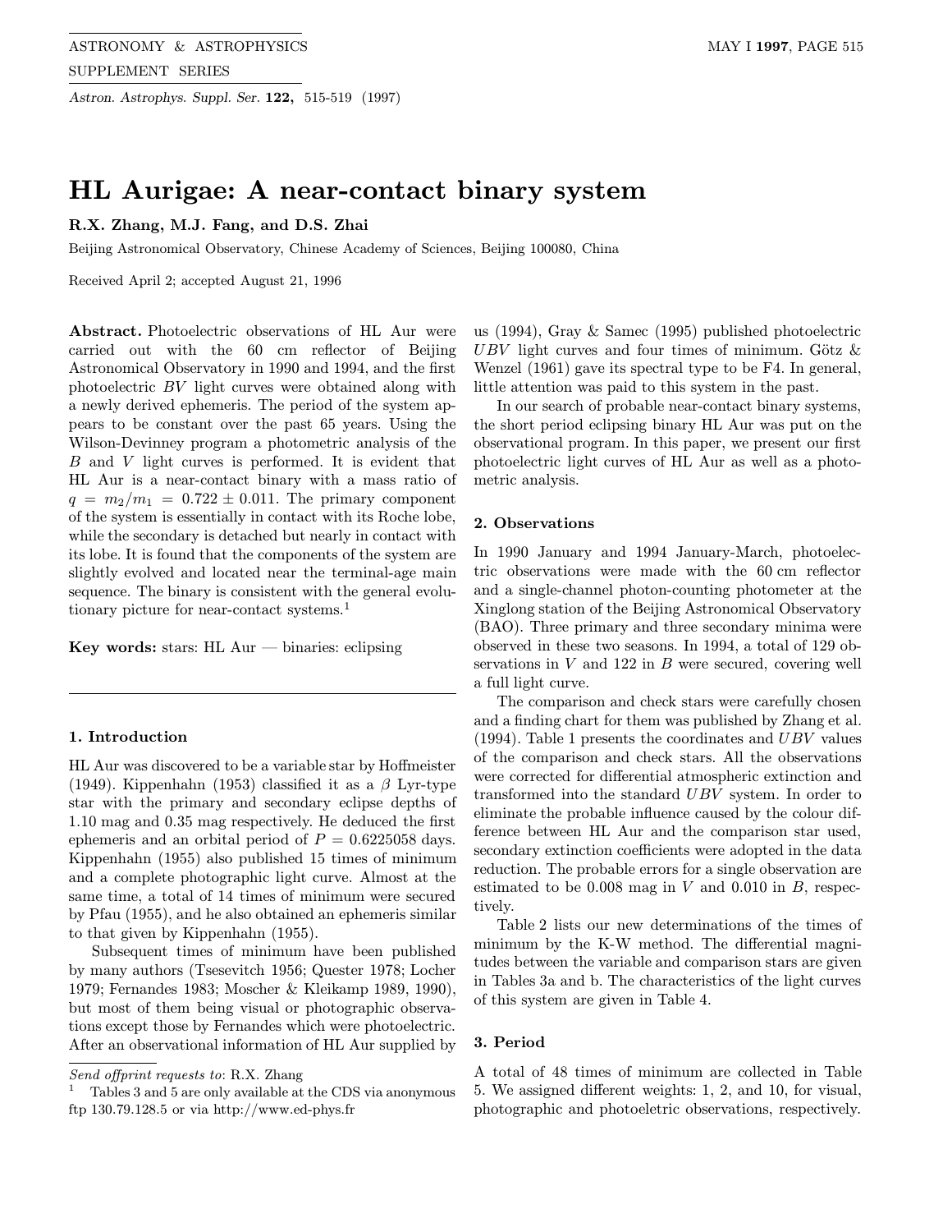# HL Aurigae: A near-contact binary system

**R.X. Zhang, M.J. Fang, and D.S. Zhai**

Beijing Astronomical Observatory, Chinese Academy of Sciences, Beijing 100080, China

Received April 2; accepted August 21, 1996

**Abstract.** Photoelectric observations of HL Aur were carried out with the 60 cm reflector of Beijing Astronomical Observatory in 1990 and 1994, and the first photoelectric $BV$ light curves were obtained along with a newly derived ephemeris. The period of the system appears to be constant over the past 65 years. Using the Wilson-Devinney program a photometric analysis of the $B$ and $V$ light curves is performed. It is evident that HL Aur is a near-contact binary with a mass ratio of $q = m_2/m_1 = 0.722 \pm 0.011$. The primary component of the system is essentially in contact with its Roche lobe, while the secondary is detached but nearly in contact with its lobe. It is found that the components of the system are slightly evolved and located near the terminal-age main sequence. The binary is consistent with the general evolutionary picture for near-contact systems.[1]

**Key words:** stars: HL Aur — binaries: eclipsing

## 1. Introduction

HL Aur was discovered to be a variable star by Hoffmeister (1949). Kippenhahn (1953) classified it as a $\beta$ Lyr-type star with the primary and secondary eclipse depths of 1.10 mag and 0.35 mag respectively. He deduced the first ephemeris and an orbital period of $P = 0.6225058$ days. Kippenhahn (1955) also published 15 times of minimum and a complete photographic light curve. Almost at the same time, a total of 14 times of minimum were secured by Pfau (1955), and he also obtained an ephemeris similar to that given by Kippenhahn (1955).

Subsequent times of minimum have been published by many authors (Tsesevitch 1956; Quester 1978; Locher 1979; Fernandes 1983; Moscher & Kleikamp 1989, 1990), but most of them being visual or photographic observations except those by Fernandes which were photoelectric. After an observational information of HL Aur supplied by us (1994), Gray & Samec (1995) published photoelectric $UBV$ light curves and four times of minimum. Götz & Wenzel (1961) gave its spectral type to be F4. In general, little attention was paid to this system in the past.

In our search of probable near-contact binary systems, the short period eclipsing binary HL Aur was put on the observational program. In this paper, we present our first photoelectric light curves of HL Aur as well as a photometric analysis.

## 2. Observations

In 1990 January and 1994 January-March, photoelectric observations were made with the 60 cm reflector and a single-channel photon-counting photometer at the Xinglong station of the Beijing Astronomical Observatory (BAO). Three primary and three secondary minima were observed in these two seasons. In 1994, a total of 129 observations in $V$ and 122 in $B$ were secured, covering well a full light curve.

The comparison and check stars were carefully chosen and a finding chart for them was published by Zhang et al. (1994). Table 1 presents the coordinates and $UBV$ values of the comparison and check stars. All the observations were corrected for differential atmospheric extinction and transformed into the standard $UBV$ system. In order to eliminate the probable influence caused by the colour difference between HL Aur and the comparison star used, secondary extinction coefficients were adopted in the data reduction. The probable errors for a single observation are estimated to be 0.008 mag in $V$ and 0.010 in $B$, respectively.

Table 2 lists our new determinations of the times of minimum by the K-W method. The differential magnitudes between the variable and comparison stars are given in Tables 3a and b. The characteristics of the light curves of this system are given in Table 4.

## 3. Period

A total of 48 times of minimum are collected in Table 5. We assigned different weights: 1, 2, and 10, for visual, photographic and photoeletric observations, respectively.

---

*Send offprint requests to*: R.X. Zhang

[1] Tables 3 and 5 are only available at the CDS via anonymous ftp 130.79.128.5 or via http://www.ed-phys.fr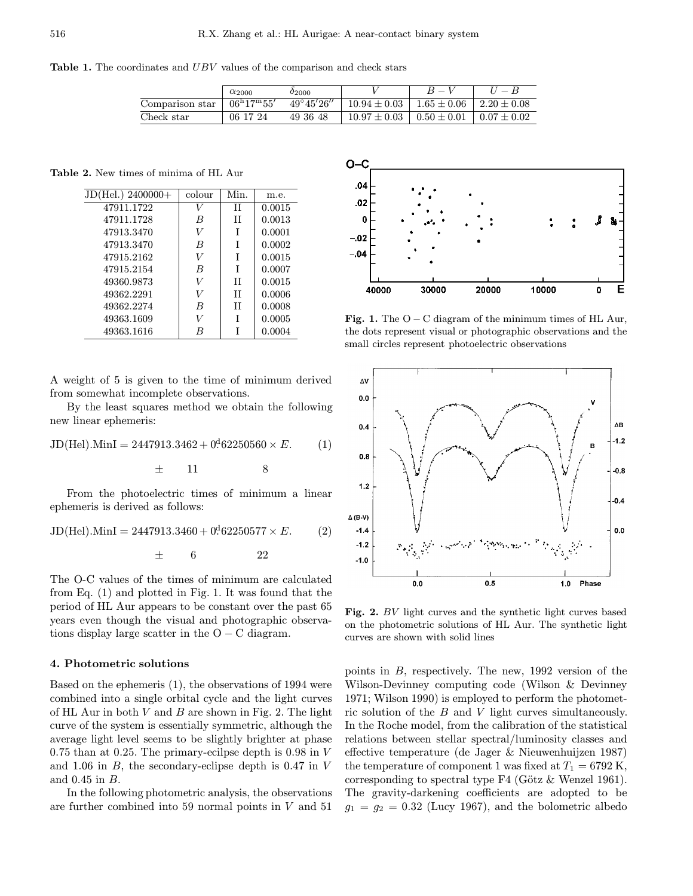**Table 1.** The coordinates and $UBV$ values of the comparison and check stars

| | $\alpha_{2000}$ | $\delta_{2000}$ | $V$ | $B-V$ | $U-B$ |
|---|---|---|---|---|---|
| Comparison star | $06^{h}17^{m}55'$ | $49°45'26''$ | $10.94 \pm 0.03$ | $1.65 \pm 0.06$ | $2.20 \pm 0.08$ |
| Check star | 06 17 24 | 49 36 48 | $10.97 \pm 0.03$ | $0.50 \pm 0.01$ | $0.07 \pm 0.02$ |

**Table 2.** New times of minima of HL Aur

| JD(Hel.) 2400000+ | colour | Min. | m.e. |
|---|---|---|---|
| 47911.1722 | $V$ | II | 0.0015 |
| 47911.1728 | $B$ | II | 0.0013 |
| 47913.3470 | $V$ | I | 0.0001 |
| 47913.3470 | $B$ | I | 0.0002 |
| 47915.2162 | $V$ | I | 0.0015 |
| 47915.2154 | $B$ | I | 0.0007 |
| 49360.9873 | $V$ | II | 0.0015 |
| 49362.2291 | $V$ | II | 0.0006 |
| 49362.2274 | $B$ | II | 0.0008 |
| 49363.1609 | $V$ | I | 0.0005 |
| 49363.1616 | $B$ | I | 0.0004 |

A weight of 5 is given to the time of minimum derived from somewhat incomplete observations.

By the least squares method we obtain the following new linear ephemeris:

$$\mathrm{JD(Hel).MinI} = 2447913.3462 + 0\overset{\mathrm{d}}{.}62250560 \times E. \qquad (1)$$

$$\pm \qquad 11 \qquad\qquad\qquad 8$$

From the photoelectric times of minimum a linear ephemeris is derived as follows:

$$\mathrm{JD(Hel).MinI} = 2447913.3460 + 0\overset{\mathrm{d}}{.}62250577 \times E. \qquad (2)$$

$$\pm \qquad 6 \qquad\qquad\qquad 22$$

The O-C values of the times of minimum are calculated from Eq. (1) and plotted in Fig. 1. It was found that the period of HL Aur appears to be constant over the past 65 years even though the visual and photographic observations display large scatter in the O − C diagram.

**Fig. 1.** The O − C diagram of the minimum times of HL Aur, the dots represent visual or photographic observations and the small circles represent photoelectric observations

**Fig. 2.** $BV$ light curves and the synthetic light curves based on the photometric solutions of HL Aur. The synthetic light curves are shown with solid lines

## 4. Photometric solutions

Based on the ephemeris (1), the observations of 1994 were combined into a single orbital cycle and the light curves of HL Aur in both $V$ and $B$ are shown in Fig. 2. The light curve of the system is essentially symmetric, although the average light level seems to be slightly brighter at phase 0.75 than at 0.25. The primary-ecilpse depth is 0.98 in $V$ and 1.06 in $B$, the secondary-eclipse depth is 0.47 in $V$ and 0.45 in $B$.

In the following photometric analysis, the observations are further combined into 59 normal points in $V$ and 51 points in $B$, respectively. The new, 1992 version of the Wilson-Devinney computing code (Wilson & Devinney 1971; Wilson 1990) is employed to perform the photometric solution of the $B$ and $V$ light curves simultaneously. In the Roche model, from the calibration of the statistical relations between stellar spectral/luminosity classes and effective temperature (de Jager & Nieuwenhuijzen 1987) the temperature of component 1 was fixed at $T_1 = 6792$ K, corresponding to spectral type F4 (Götz & Wenzel 1961). The gravity-darkening coefficients are adopted to be $g_1 = g_2 = 0.32$ (Lucy 1967), and the bolometric albedo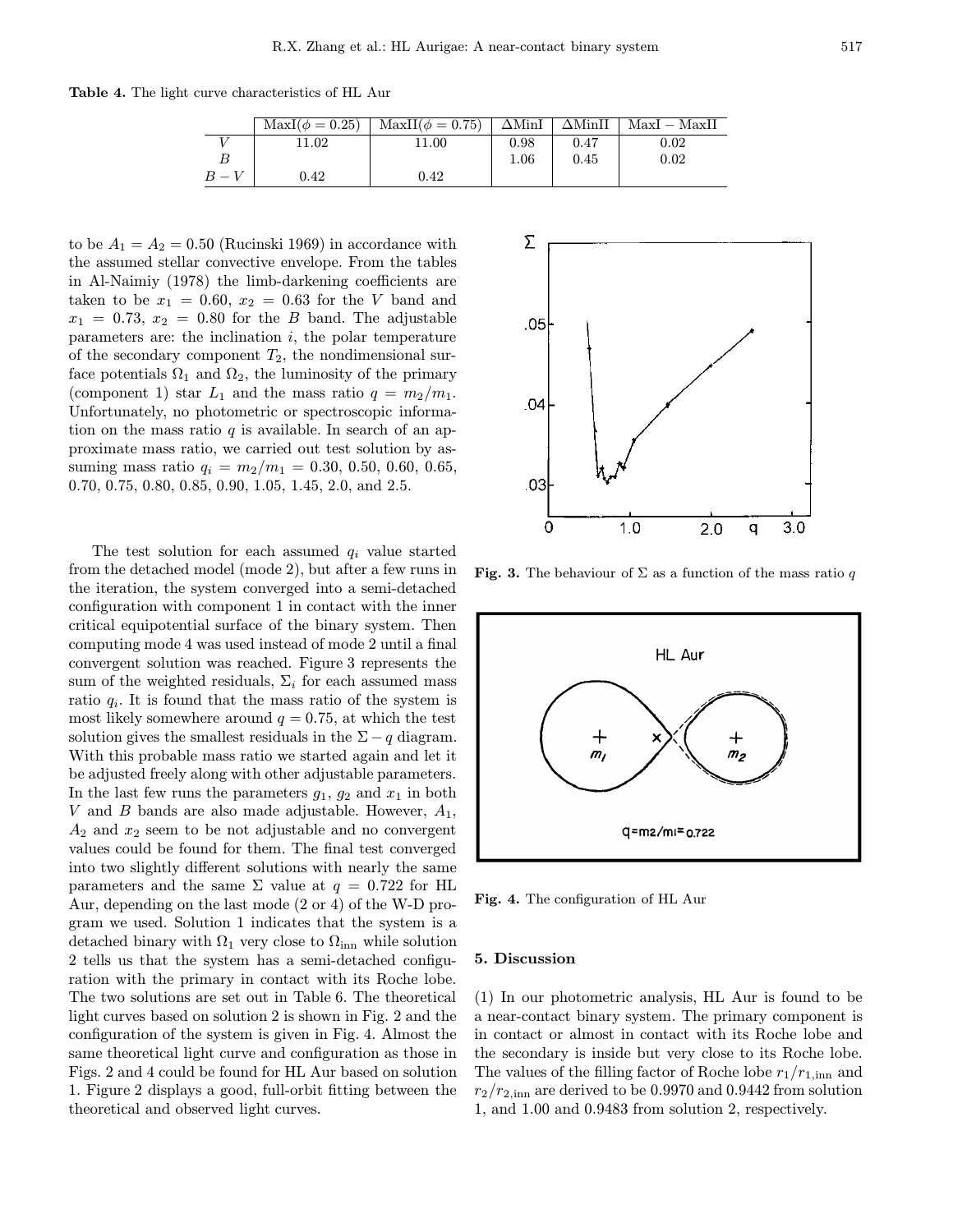**Table 4.** The light curve characteristics of HL Aur

| | MaxI($\phi = 0.25$) | MaxII($\phi = 0.75$) | $\Delta$MinI | $\Delta$MinII | MaxI − MaxII |
|---|---|---|---|---|---|
| $V$ | 11.02 | 11.00 | 0.98 | 0.47 | 0.02 |
| $B$ | | | 1.06 | 0.45 | 0.02 |
| $B-V$ | 0.42 | 0.42 | | | |

to be $A_1 = A_2 = 0.50$ (Rucinski 1969) in accordance with the assumed stellar convective envelope. From the tables in Al-Naimiy (1978) the limb-darkening coefficients are taken to be $x_1 = 0.60$, $x_2 = 0.63$ for the $V$ band and $x_1 = 0.73$, $x_2 = 0.80$ for the $B$ band. The adjustable parameters are: the inclination $i$, the polar temperature of the secondary component $T_2$, the nondimensional surface potentials $\Omega_1$ and $\Omega_2$, the luminosity of the primary (component 1) star $L_1$ and the mass ratio $q = m_2/m_1$. Unfortunately, no photometric or spectroscopic information on the mass ratio $q$ is available. In search of an approximate mass ratio, we carried out test solution by assuming mass ratio $q_i = m_2/m_1 = 0.30$, 0.50, 0.60, 0.65, 0.70, 0.75, 0.80, 0.85, 0.90, 1.05, 1.45, 2.0, and 2.5.

The test solution for each assumed $q_i$ value started from the detached model (mode 2), but after a few runs in the iteration, the system converged into a semi-detached configuration with component 1 in contact with the inner critical equipotential surface of the binary system. Then computing mode 4 was used instead of mode 2 until a final convergent solution was reached. Figure 3 represents the sum of the weighted residuals, $\Sigma_i$ for each assumed mass ratio $q_i$. It is found that the mass ratio of the system is most likely somewhere around $q = 0.75$, at which the test solution gives the smallest residuals in the $\Sigma - q$ diagram. With this probable mass ratio we started again and let it be adjusted freely along with other adjustable parameters. In the last few runs the parameters $g_1$, $g_2$ and $x_1$ in both $V$ and $B$ bands are also made adjustable. However, $A_1$, $A_2$ and $x_2$ seem to be not adjustable and no convergent values could be found for them. The final test converged into two slightly different solutions with nearly the same parameters and the same $\Sigma$ value at $q = 0.722$ for HL Aur, depending on the last mode (2 or 4) of the W-D program we used. Solution 1 indicates that the system is a detached binary with $\Omega_1$ very close to $\Omega_{\rm inn}$ while solution 2 tells us that the system has a semi-detached configuration with the primary in contact with its Roche lobe. The two solutions are set out in Table 6. The theoretical light curves based on solution 2 is shown in Fig. 2 and the configuration of the system is given in Fig. 4. Almost the same theoretical light curve and configuration as those in Figs. 2 and 4 could be found for HL Aur based on solution 1. Figure 2 displays a good, full-orbit fitting between the theoretical and observed light curves.

**Fig. 3.** The behaviour of $\Sigma$ as a function of the mass ratio $q$

**Fig. 4.** The configuration of HL Aur

## 5. Discussion

(1) In our photometric analysis, HL Aur is found to be a near-contact binary system. The primary component is in contact or almost in contact with its Roche lobe and the secondary is inside but very close to its Roche lobe. The values of the filling factor of Roche lobe $r_1/r_{1,\rm inn}$ and $r_2/r_{2,\rm inn}$ are derived to be 0.9970 and 0.9442 from solution 1, and 1.00 and 0.9483 from solution 2, respectively.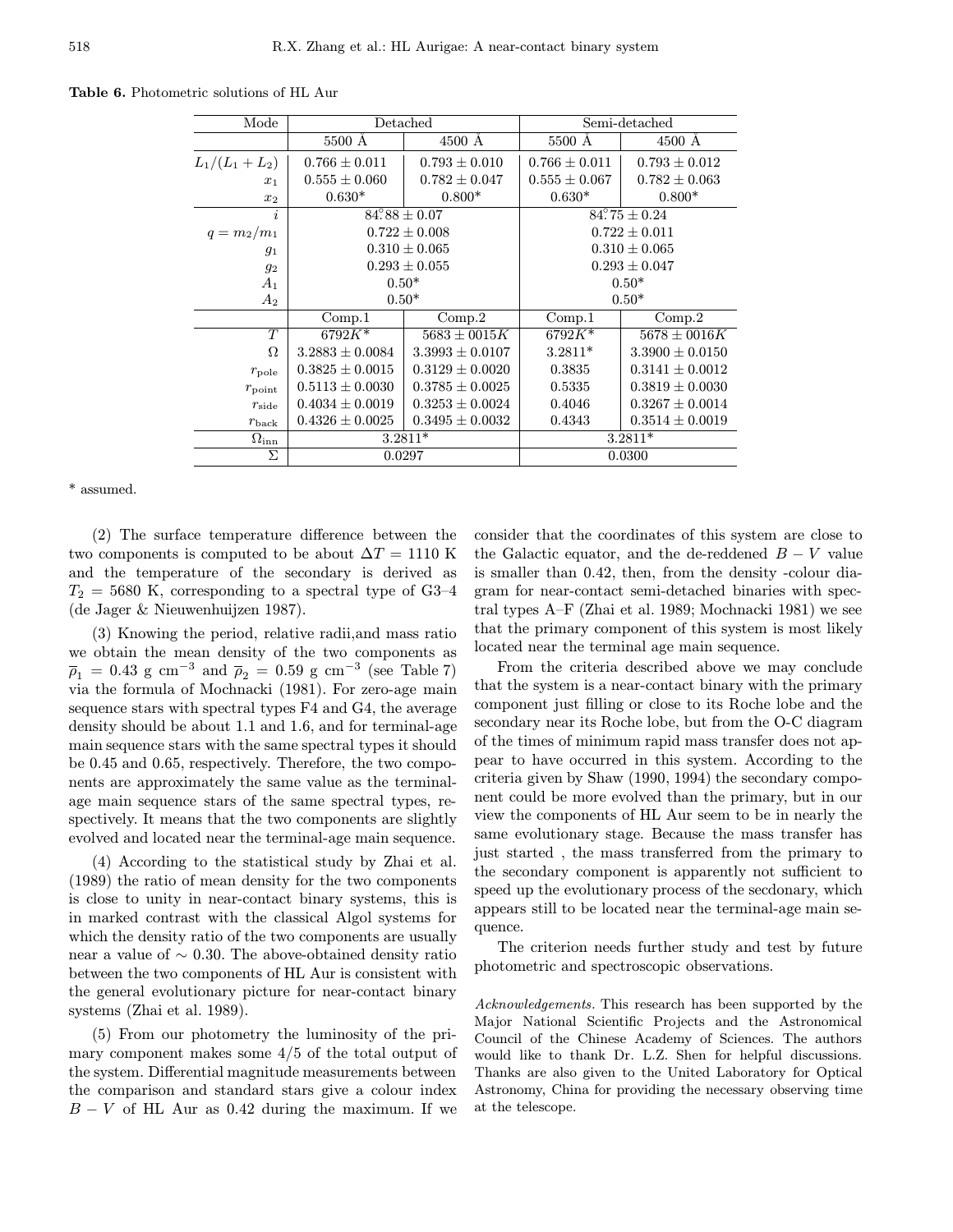**Table 6.** Photometric solutions of HL Aur

| Mode | Detached | | Semi-detached | |
|---|---|---|---|---|
| | 5500 Å | 4500 Å | 5500 Å | 4500 Å |
| $L_1/(L_1+L_2)$ | $0.766 \pm 0.011$ | $0.793 \pm 0.010$ | $0.766 \pm 0.011$ | $0.793 \pm 0.012$ |
| $x_1$ | $0.555 \pm 0.060$ | $0.782 \pm 0.047$ | $0.555 \pm 0.067$ | $0.782 \pm 0.063$ |
| $x_2$ | 0.630* | 0.800* | 0.630* | 0.800* |
| $i$ | $84^{\circ}\!.88 \pm 0.07$ | | $84^{\circ}\!.75 \pm 0.24$ | |
| $q = m_2/m_1$ | $0.722 \pm 0.008$ | | $0.722 \pm 0.011$ | |
| $g_1$ | $0.310 \pm 0.065$ | | $0.310 \pm 0.065$ | |
| $g_2$ | $0.293 \pm 0.055$ | | $0.293 \pm 0.047$ | |
| $A_1$ | 0.50* | | 0.50* | |
| $A_2$ | 0.50* | | 0.50* | |
| | Comp.1 | Comp.2 | Comp.1 | Comp.2 |
| $T$ | $6792K$* | $5683 \pm 0015K$ | $6792K$* | $5678 \pm 0016K$ |
| $\Omega$ | $3.2883 \pm 0.0084$ | $3.3993 \pm 0.0107$ | 3.2811* | $3.3900 \pm 0.0150$ |
| $r_{\rm pole}$ | $0.3825 \pm 0.0015$ | $0.3129 \pm 0.0020$ | 0.3835 | $0.3141 \pm 0.0012$ |
| $r_{\rm point}$ | $0.5113 \pm 0.0030$ | $0.3785 \pm 0.0025$ | 0.5335 | $0.3819 \pm 0.0030$ |
| $r_{\rm side}$ | $0.4034 \pm 0.0019$ | $0.3253 \pm 0.0024$ | 0.4046 | $0.3267 \pm 0.0014$ |
| $r_{\rm back}$ | $0.4326 \pm 0.0025$ | $0.3495 \pm 0.0032$ | 0.4343 | $0.3514 \pm 0.0019$ |
| $\Omega_{\rm inn}$ | 3.2811* | | 3.2811* | |
| $\Sigma$ | 0.0297 | | 0.0300 | |

* assumed.

(2) The surface temperature difference between the two components is computed to be about $\Delta T = 1110$ K and the temperature of the secondary is derived as $T_2 = 5680$ K, corresponding to a spectral type of G3–4 (de Jager & Nieuwenhuijzen 1987).

(3) Knowing the period, relative radii,and mass ratio we obtain the mean density of the two components as $\bar{\rho}_1 = 0.43$ g cm$^{-3}$ and $\bar{\rho}_2 = 0.59$ g cm$^{-3}$ (see Table 7) via the formula of Mochnacki (1981). For zero-age main sequence stars with spectral types F4 and G4, the average density should be about 1.1 and 1.6, and for terminal-age main sequence stars with the same spectral types it should be 0.45 and 0.65, respectively. Therefore, the two components are approximately the same value as the terminal-age main sequence stars of the same spectral types, respectively. It means that the two components are slightly evolved and located near the terminal-age main sequence.

(4) According to the statistical study by Zhai et al. (1989) the ratio of mean density for the two components is close to unity in near-contact binary systems, this is in marked contrast with the classical Algol systems for which the density ratio of the two components are usually near a value of $\sim 0.30$. The above-obtained density ratio between the two components of HL Aur is consistent with the general evolutionary picture for near-contact binary systems (Zhai et al. 1989).

(5) From our photometry the luminosity of the primary component makes some 4/5 of the total output of the system. Differential magnitude measurements between the comparison and standard stars give a colour index $B-V$ of HL Aur as 0.42 during the maximum. If we consider that the coordinates of this system are close to the Galactic equator, and the de-reddened $B-V$ value is smaller than 0.42, then, from the density -colour diagram for near-contact semi-detached binaries with spectral types A–F (Zhai et al. 1989; Mochnacki 1981) we see that the primary component of this system is most likely located near the terminal age main sequence.

From the criteria described above we may conclude that the system is a near-contact binary with the primary component just filling or close to its Roche lobe and the secondary near its Roche lobe, but from the O-C diagram of the times of minimum rapid mass transfer does not appear to have occurred in this system. According to the criteria given by Shaw (1990, 1994) the secondary component could be more evolved than the primary, but in our view the components of HL Aur seem to be in nearly the same evolutionary stage. Because the mass transfer has just started , the mass transferred from the primary to the secondary component is apparently not sufficient to speed up the evolutionary process of the secdonary, which appears still to be located near the terminal-age main sequence.

The criterion needs further study and test by future photometric and spectroscopic observations.

*Acknowledgements.* This research has been supported by the Major National Scientific Projects and the Astronomical Council of the Chinese Academy of Sciences. The authors would like to thank Dr. L.Z. Shen for helpful discussions. Thanks are also given to the United Laboratory for Optical Astronomy, China for providing the necessary observing time at the telescope.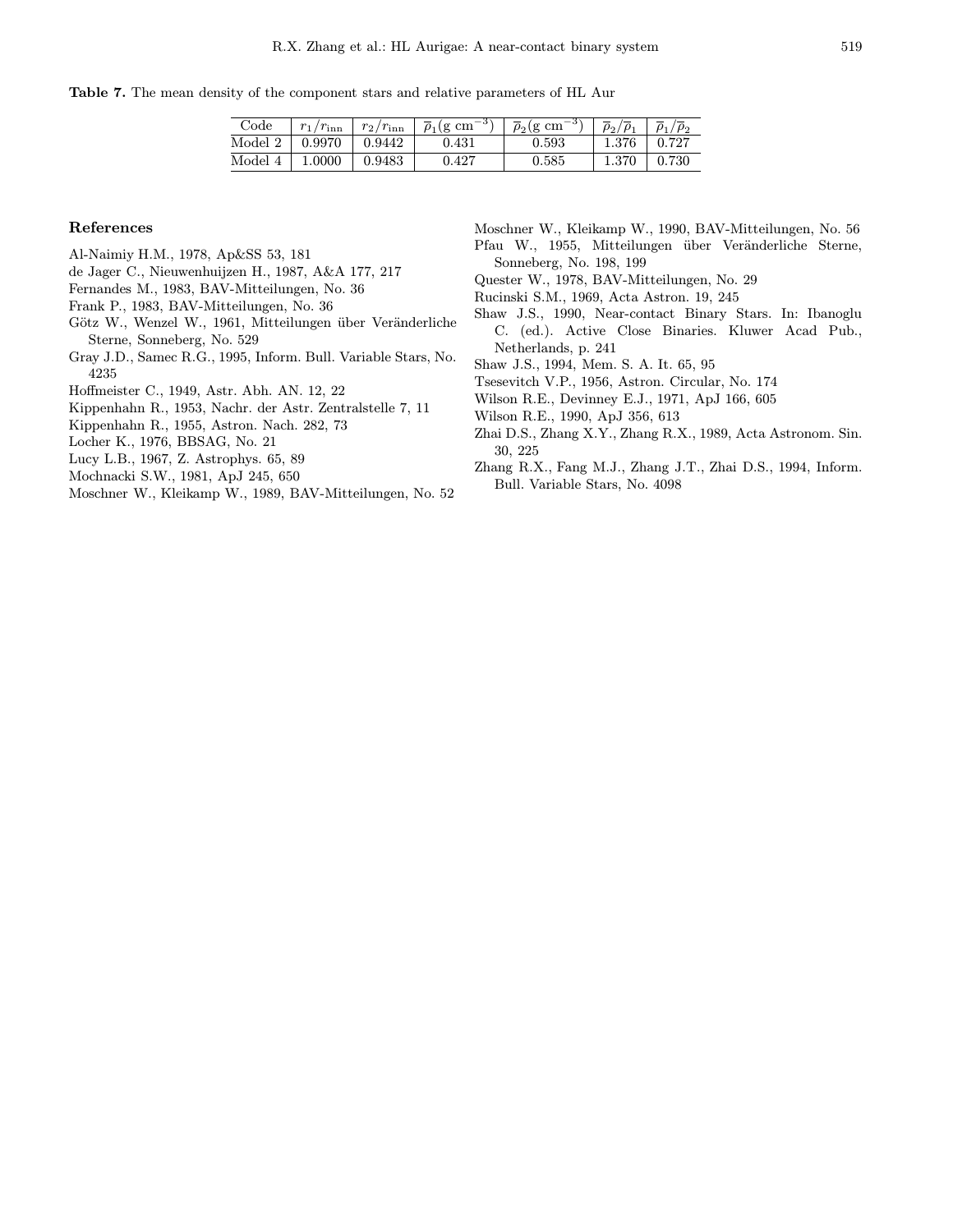**Table 7.** The mean density of the component stars and relative parameters of HL Aur

| Code | $r_1/r_{\rm inn}$ | $r_2/r_{\rm inn}$ | $\overline{\rho}_1$(g cm$^{-3}$) | $\overline{\rho}_2$(g cm$^{-3}$) | $\overline{\rho}_2/\overline{\rho}_1$ | $\overline{\rho}_1/\overline{\rho}_2$ |
|---|---|---|---|---|---|---|
| Model 2 | 0.9970 | 0.9442 | 0.431 | 0.593 | 1.376 | 0.727 |
| Model 4 | 1.0000 | 0.9483 | 0.427 | 0.585 | 1.370 | 0.730 |

## References

Al-Naimiy H.M., 1978, Ap&SS 53, 181

de Jager C., Nieuwenhuijzen H., 1987, A&A 177, 217

Fernandes M., 1983, BAV-Mitteilungen, No. 36

Frank P., 1983, BAV-Mitteilungen, No. 36

Götz W., Wenzel W., 1961, Mitteilungen über Veränderliche Sterne, Sonneberg, No. 529

Gray J.D., Samec R.G., 1995, Inform. Bull. Variable Stars, No. 4235

Hoffmeister C., 1949, Astr. Abh. AN. 12, 22

Kippenhahn R., 1953, Nachr. der Astr. Zentralstelle 7, 11

Kippenhahn R., 1955, Astron. Nach. 282, 73

Locher K., 1976, BBSAG, No. 21

Lucy L.B., 1967, Z. Astrophys. 65, 89

Mochnacki S.W., 1981, ApJ 245, 650

Moschner W., Kleikamp W., 1989, BAV-Mitteilungen, No. 52

Moschner W., Kleikamp W., 1990, BAV-Mitteilungen, No. 56

Pfau W., 1955, Mitteilungen über Veränderliche Sterne, Sonneberg, No. 198, 199

Quester W., 1978, BAV-Mitteilungen, No. 29

Rucinski S.M., 1969, Acta Astron. 19, 245

Shaw J.S., 1990, Near-contact Binary Stars. In: Ibanoglu C. (ed.). Active Close Binaries. Kluwer Acad Pub., Netherlands, p. 241

Shaw J.S., 1994, Mem. S. A. It. 65, 95

Tsesevitch V.P., 1956, Astron. Circular, No. 174

Wilson R.E., Devinney E.J., 1971, ApJ 166, 605

Wilson R.E., 1990, ApJ 356, 613

Zhai D.S., Zhang X.Y., Zhang R.X., 1989, Acta Astronom. Sin. 30, 225

Zhang R.X., Fang M.J., Zhang J.T., Zhai D.S., 1994, Inform. Bull. Variable Stars, No. 4098